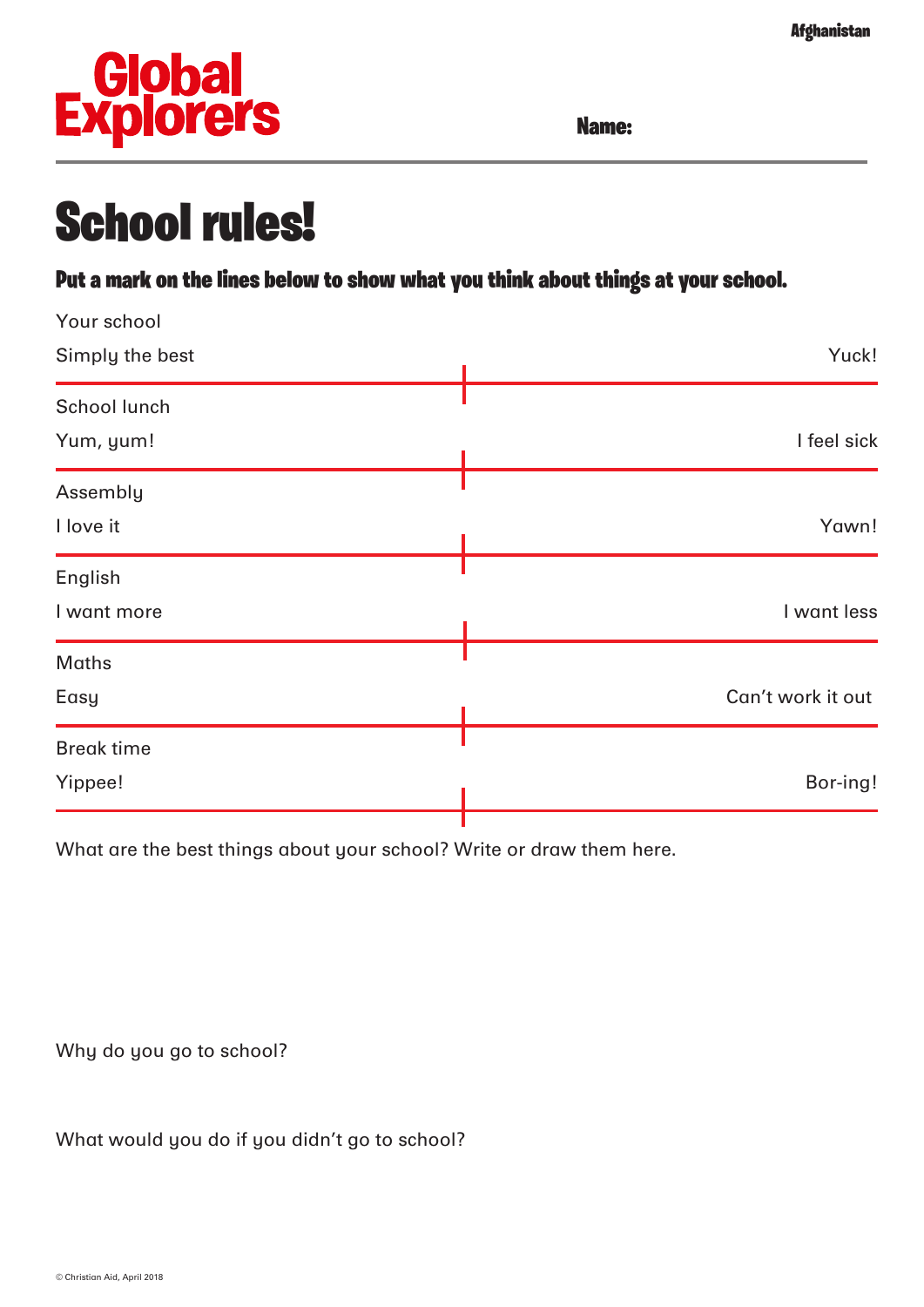Afghanistan

**Global Explorers**

**Name:**

# School rules!

### Put a mark on the lines below to show what you think about things at your school.

Your school

Simply the best — Yuck!

School lunch

Yum, yum! — I feel sick

Assembly

I love it — Yawn!

English

I want more — I want less

Maths

Easy — Can't work it out

Break time

Yippee! — Bor-ing!

What are the best things about your school? Write or draw them here.

Why do you go to school?

What would you do if you didn't go to school?

© Christian Aid, April 2018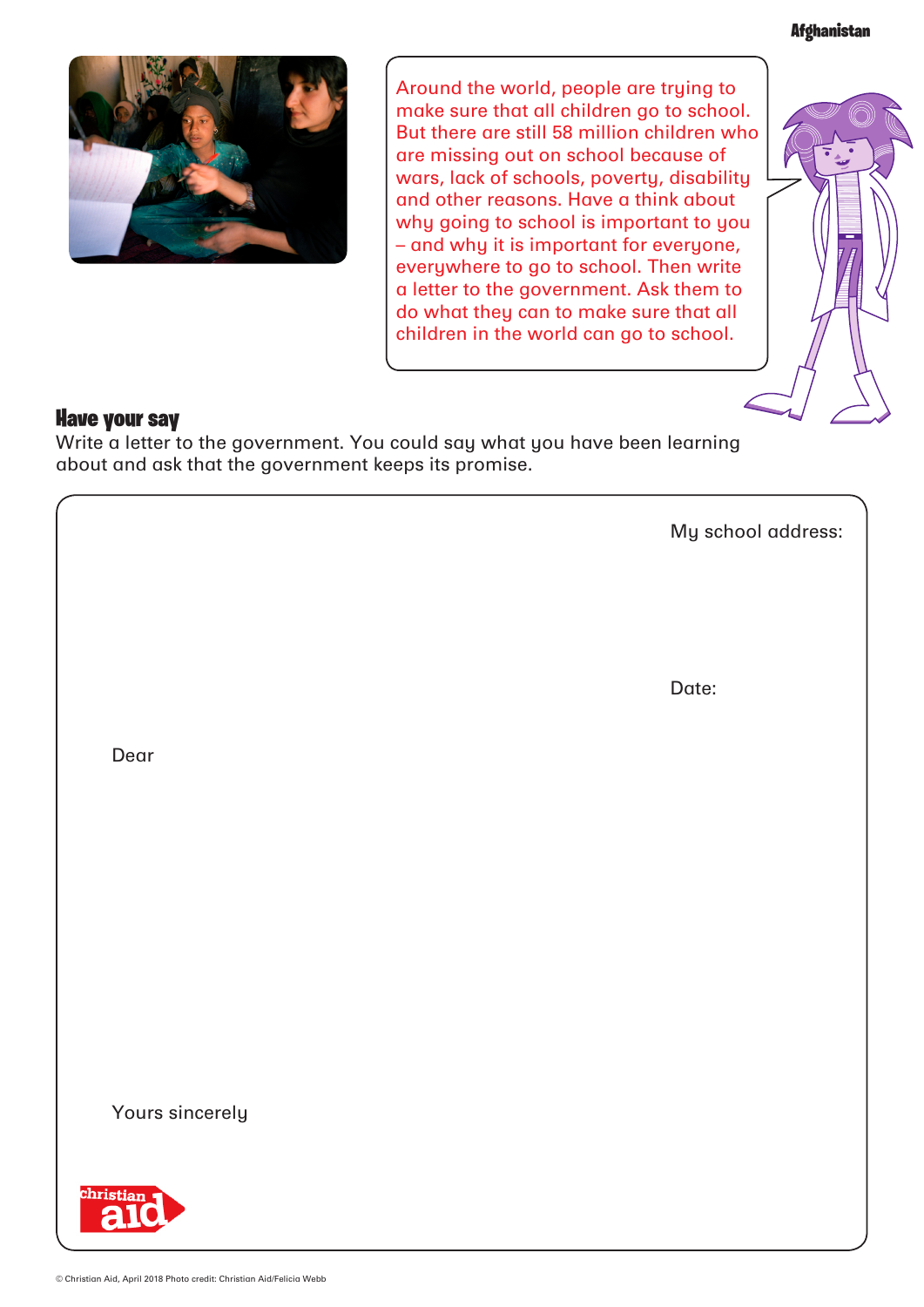Around the world, people are trying to make sure that all children go to school. But there are still 58 million children who are missing out on school because of wars, lack of schools, poverty, disability and other reasons. Have a think about why going to school is important to you – and why it is important for everyone, everywhere to go to school. Then write a letter to the government. Ask them to do what they can to make sure that all children in the world can go to school.

## Have your say

Write a letter to the government. You could say what you have been learning about and ask that the government keeps its promise.

My school address:

Date:

Dear

Yours sincerely

© Christian Aid, April 2018 Photo credit: Christian Aid/Felicia Webb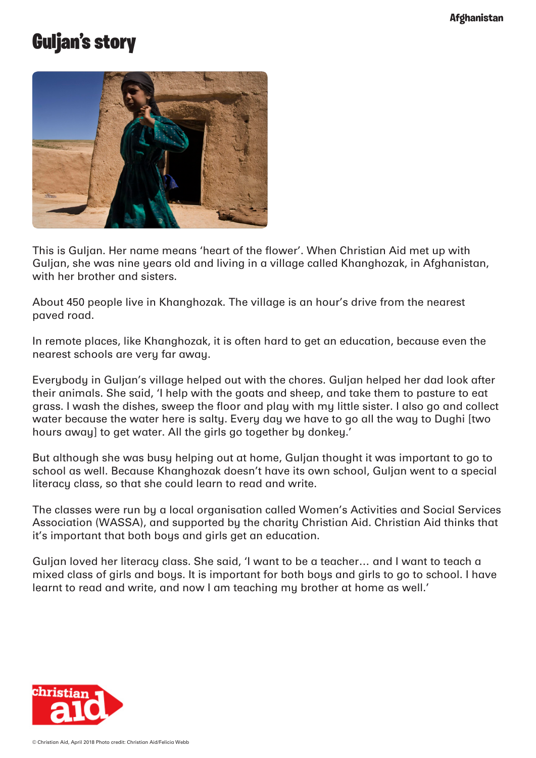# Guljan's story

This is Guljan. Her name means 'heart of the flower'. When Christian Aid met up with Guljan, she was nine years old and living in a village called Khanghozak, in Afghanistan, with her brother and sisters.

About 450 people live in Khanghozak. The village is an hour's drive from the nearest paved road.

In remote places, like Khanghozak, it is often hard to get an education, because even the nearest schools are very far away.

Everybody in Guljan's village helped out with the chores. Guljan helped her dad look after their animals. She said, 'I help with the goats and sheep, and take them to pasture to eat grass. I wash the dishes, sweep the floor and play with my little sister. I also go and collect water because the water here is salty. Every day we have to go all the way to Dughi [two hours away] to get water. All the girls go together by donkey.'

But although she was busy helping out at home, Guljan thought it was important to go to school as well. Because Khanghozak doesn't have its own school, Guljan went to a special literacy class, so that she could learn to read and write.

The classes were run by a local organisation called Women's Activities and Social Services Association (WASSA), and supported by the charity Christian Aid. Christian Aid thinks that it's important that both boys and girls get an education.

Guljan loved her literacy class. She said, 'I want to be a teacher… and I want to teach a mixed class of girls and boys. It is important for both boys and girls to go to school. I have learnt to read and write, and now I am teaching my brother at home as well.'

© Christian Aid, April 2018 Photo credit: Christian Aid/Felicia Webb